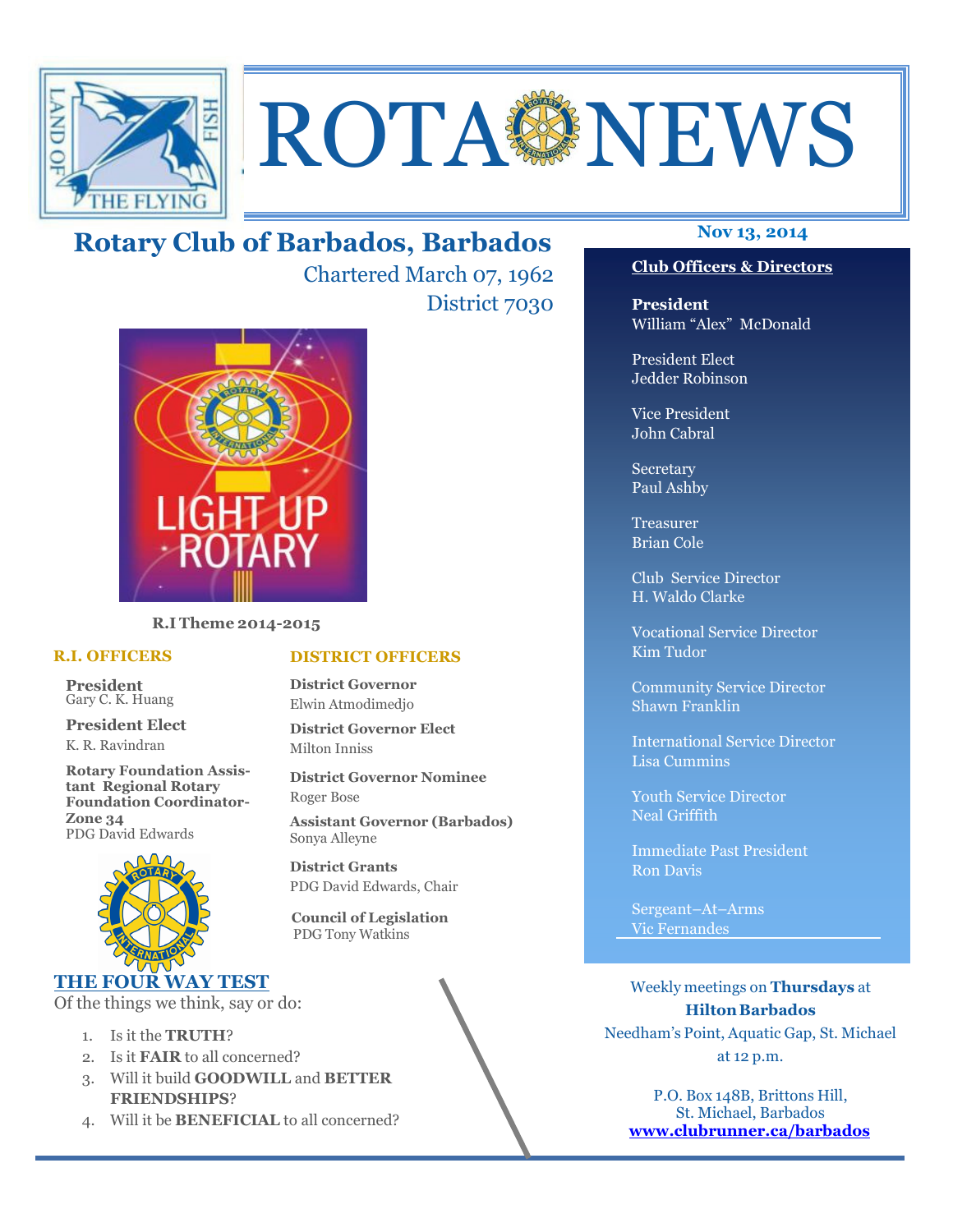# ROTA NEWS

## Rotary Club of Barbados, Barbados

Chartered March 07, 1962

District 7030

**Nov 13, 2014**

**R.I Theme 2014-2015**

### R.I. OFFICERS

**President**
Gary C. K. Huang

**President Elect**
K. R. Ravindran

**Rotary Foundation Assistant Regional Rotary Foundation Coordinator-Zone 34**
PDG David Edwards

### DISTRICT OFFICERS

**District Governor**
Elwin Atmodimedjo

**District Governor Elect**
Milton Inniss

**District Governor Nominee**
Roger Bose

**Assistant Governor (Barbados)**
Sonya Alleyne

**District Grants**
PDG David Edwards, Chair

**Council of Legislation**
PDG Tony Watkins

### THE FOUR WAY TEST

Of the things we think, say or do:

1. Is it the **TRUTH**?
2. Is it **FAIR** to all concerned?
3. Will it build **GOODWILL** and **BETTER FRIENDSHIPS**?
4. Will it be **BENEFICIAL** to all concerned?

### Club Officers & Directors

**President**
William "Alex" McDonald

President Elect
Jedder Robinson

Vice President
John Cabral

Secretary
Paul Ashby

Treasurer
Brian Cole

Club Service Director
H. Waldo Clarke

Vocational Service Director
Kim Tudor

Community Service Director
Shawn Franklin

International Service Director
Lisa Cummins

Youth Service Director
Neal Griffith

Immediate Past President
Ron Davis

Sergeant–At–Arms
Vic Fernandes

Weekly meetings on **Thursdays** at
**Hilton Barbados**
Needham's Point, Aquatic Gap, St. Michael
at 12 p.m.

P.O. Box 148B, Brittons Hill,
St. Michael, Barbados
**www.clubrunner.ca/barbados**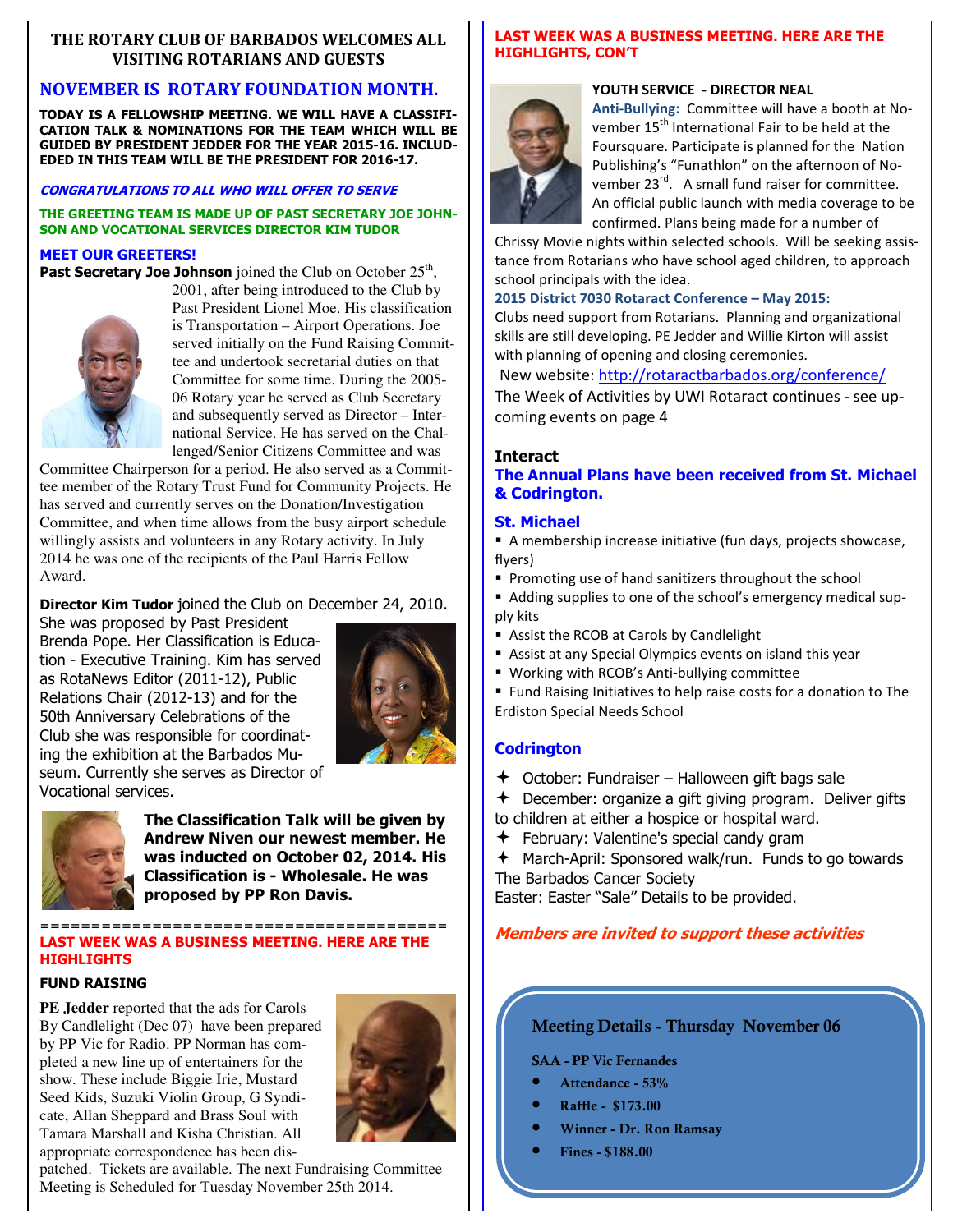## THE ROTARY CLUB OF BARBADOS WELCOMES ALL VISITING ROTARIANS AND GUESTS

## NOVEMBER IS ROTARY FOUNDATION MONTH.

**TODAY IS A FELLOWSHIP MEETING. WE WILL HAVE A CLASSIFICATION TALK & NOMINATIONS FOR THE TEAM WHICH WILL BE GUIDED BY PRESIDENT JEDDER FOR THE YEAR 2015-16. INCLUDEDED IN THIS TEAM WILL BE THE PRESIDENT FOR 2016-17.**

***CONGRATULATIONS TO ALL WHO WILL OFFER TO SERVE***

**THE GREETING TEAM IS MADE UP OF PAST SECRETARY JOE JOHNSON AND VOCATIONAL SERVICES DIRECTOR KIM TUDOR**

**MEET OUR GREETERS!**

**Past Secretary Joe Johnson** joined the Club on October 25th, 2001, after being introduced to the Club by Past President Lionel Moe. His classification is Transportation – Airport Operations. Joe served initially on the Fund Raising Committee and undertook secretarial duties on that Committee for some time. During the 2005-06 Rotary year he served as Club Secretary and subsequently served as Director – International Service. He has served on the Challenged/Senior Citizens Committee and was Committee Chairperson for a period. He also served as a Committee member of the Rotary Trust Fund for Community Projects. He has served and currently serves on the Donation/Investigation Committee, and when time allows from the busy airport schedule willingly assists and volunteers in any Rotary activity. In July 2014 he was one of the recipients of the Paul Harris Fellow Award.

**Director Kim Tudor** joined the Club on December 24, 2010. She was proposed by Past President Brenda Pope. Her Classification is Education - Executive Training. Kim has served as RotaNews Editor (2011-12), Public Relations Chair (2012-13) and for the 50th Anniversary Celebrations of the Club she was responsible for coordinating the exhibition at the Barbados Museum. Currently she serves as Director of Vocational services.

**The Classification Talk will be given by Andrew Niven our newest member. He was inducted on October 02, 2014. His Classification is - Wholesale. He was proposed by PP Ron Davis.**

=======================================

**LAST WEEK WAS A BUSINESS MEETING. HERE ARE THE HIGHLIGHTS**

**FUND RAISING**

**PE Jedder** reported that the ads for Carols By Candlelight (Dec 07) have been prepared by PP Vic for Radio. PP Norman has completed a new line up of entertainers for the show. These include Biggie Irie, Mustard Seed Kids, Suzuki Violin Group, G Syndicate, Allan Sheppard and Brass Soul with Tamara Marshall and Kisha Christian. All appropriate correspondence has been dispatched. Tickets are available. The next Fundraising Committee Meeting is Scheduled for Tuesday November 25th 2014.

**LAST WEEK WAS A BUSINESS MEETING. HERE ARE THE HIGHLIGHTS, CON'T**

**YOUTH SERVICE - DIRECTOR NEAL**

**Anti-Bullying:** Committee will have a booth at November 15th International Fair to be held at the Foursquare. Participate is planned for the Nation Publishing's "Funathlon" on the afternoon of November 23rd. A small fund raiser for committee. An official public launch with media coverage to be confirmed. Plans being made for a number of Chrissy Movie nights within selected schools. Will be seeking assistance from Rotarians who have school aged children, to approach school principals with the idea.

**2015 District 7030 Rotaract Conference – May 2015:**

Clubs need support from Rotarians. Planning and organizational skills are still developing. PE Jedder and Willie Kirton will assist with planning of opening and closing ceremonies.

New website: http://rotaractbarbados.org/conference/

The Week of Activities by UWI Rotaract continues - see upcoming events on page 4

### Interact

**The Annual Plans have been received from St. Michael & Codrington.**

### St. Michael

- A membership increase initiative (fun days, projects showcase, flyers)
- Promoting use of hand sanitizers throughout the school
- Adding supplies to one of the school's emergency medical supply kits
- Assist the RCOB at Carols by Candlelight
- Assist at any Special Olympics events on island this year
- Working with RCOB's Anti-bullying committee
- Fund Raising Initiatives to help raise costs for a donation to The Erdiston Special Needs School

### Codrington

- October: Fundraiser – Halloween gift bags sale
- December: organize a gift giving program. Deliver gifts to children at either a hospice or hospital ward.
- February: Valentine's special candy gram
- March-April: Sponsored walk/run. Funds to go towards The Barbados Cancer Society

Easter: Easter "Sale" Details to be provided.

***Members are invited to support these activities***

**Meeting Details - Thursday November 06**

**SAA - PP Vic Fernandes**

- **Attendance - 53%**
- **Raffle - $173.00**
- **Winner - Dr. Ron Ramsay**
- **Fines - $188.00**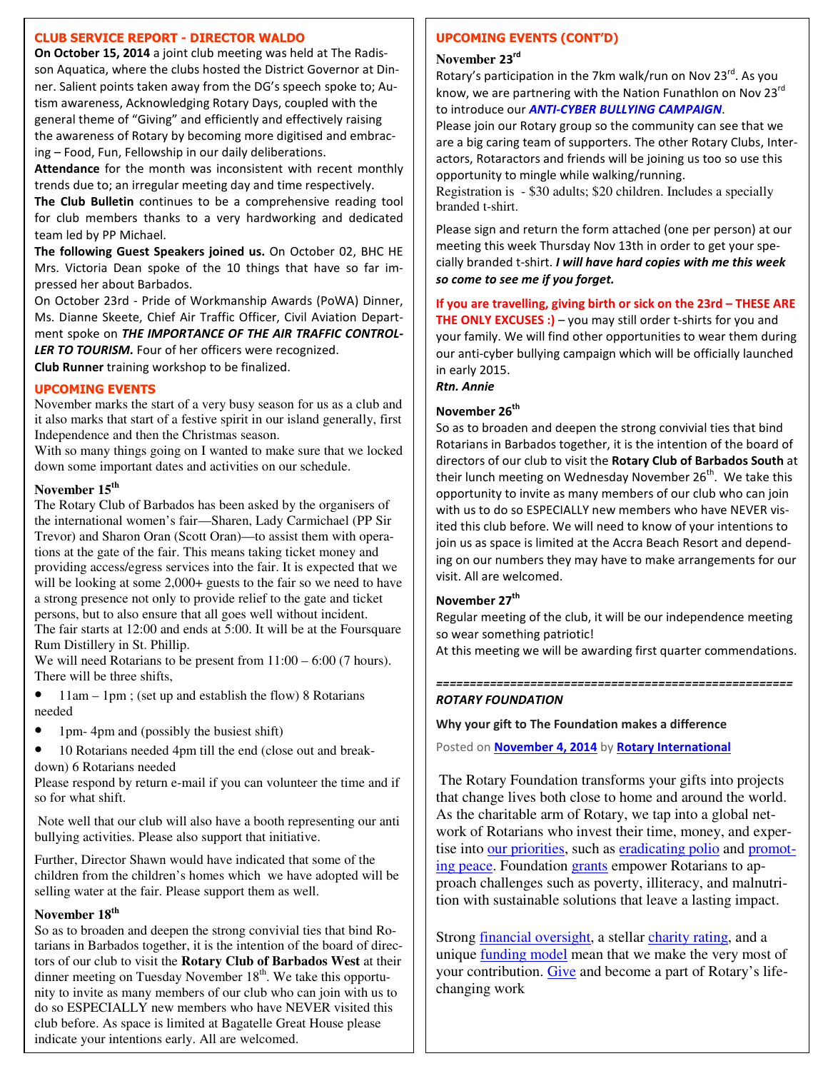## CLUB SERVICE REPORT - DIRECTOR WALDO

**On October 15, 2014** a joint club meeting was held at The Radisson Aquatica, where the clubs hosted the District Governor at Dinner. Salient points taken away from the DG's speech spoke to; Autism awareness, Acknowledging Rotary Days, coupled with the general theme of "Giving" and efficiently and effectively raising the awareness of Rotary by becoming more digitised and embracing – Food, Fun, Fellowship in our daily deliberations.

**Attendance** for the month was inconsistent with recent monthly trends due to; an irregular meeting day and time respectively.

**The Club Bulletin** continues to be a comprehensive reading tool for club members thanks to a very hardworking and dedicated team led by PP Michael.

**The following Guest Speakers joined us.** On October 02, BHC HE Mrs. Victoria Dean spoke of the 10 things that have so far impressed her about Barbados.

On October 23rd - Pride of Workmanship Awards (PoWA) Dinner, Ms. Dianne Skeete, Chief Air Traffic Officer, Civil Aviation Department spoke on ***THE IMPORTANCE OF THE AIR TRAFFIC CONTROLLER TO TOURISM.*** Four of her officers were recognized.

**Club Runner** training workshop to be finalized.

## UPCOMING EVENTS

November marks the start of a very busy season for us as a club and it also marks that start of a festive spirit in our island generally, first Independence and then the Christmas season.

With so many things going on I wanted to make sure that we locked down some important dates and activities on our schedule.

### November 15th

The Rotary Club of Barbados has been asked by the organisers of the international women's fair—Sharen, Lady Carmichael (PP Sir Trevor) and Sharon Oran (Scott Oran)—to assist them with operations at the gate of the fair. This means taking ticket money and providing access/egress services into the fair. It is expected that we will be looking at some 2,000+ guests to the fair so we need to have a strong presence not only to provide relief to the gate and ticket persons, but to also ensure that all goes well without incident.

The fair starts at 12:00 and ends at 5:00. It will be at the Foursquare Rum Distillery in St. Phillip.

We will need Rotarians to be present from 11:00 – 6:00 (7 hours). There will be three shifts,

- 11am – 1pm ; (set up and establish the flow) 8 Rotarians needed
- 1pm- 4pm and (possibly the busiest shift)
- 10 Rotarians needed 4pm till the end (close out and breakdown) 6 Rotarians needed

Please respond by return e-mail if you can volunteer the time and if so for what shift.

Note well that our club will also have a booth representing our anti bullying activities. Please also support that initiative.

Further, Director Shawn would have indicated that some of the children from the children's homes which we have adopted will be selling water at the fair. Please support them as well.

### November 18th

So as to broaden and deepen the strong convivial ties that bind Rotarians in Barbados together, it is the intention of the board of directors of our club to visit the **Rotary Club of Barbados West** at their dinner meeting on Tuesday November 18th. We take this opportunity to invite as many members of our club who can join with us to do so ESPECIALLY new members who have NEVER visited this club before. As space is limited at Bagatelle Great House please indicate your intentions early. All are welcomed.

## UPCOMING EVENTS (CONT'D)

### November 23rd

Rotary's participation in the 7km walk/run on Nov 23rd. As you know, we are partnering with the Nation Funathlon on Nov 23rd to introduce our ***ANTI-CYBER BULLYING CAMPAIGN***.

Please join our Rotary group so the community can see that we are a big caring team of supporters. The other Rotary Clubs, Interactors, Rotaractors and friends will be joining us too so use this opportunity to mingle while walking/running.

Registration is - $30 adults; $20 children. Includes a specially branded t-shirt.

Please sign and return the form attached (one per person) at our meeting this week Thursday Nov 13th in order to get your specially branded t-shirt. ***I will have hard copies with me this week so come to see me if you forget.***

**If you are travelling, giving birth or sick on the 23rd – THESE ARE THE ONLY EXCUSES :)** – you may still order t-shirts for you and your family. We will find other opportunities to wear them during our anti-cyber bullying campaign which will be officially launched in early 2015.

***Rtn. Annie***

### November 26th

So as to broaden and deepen the strong convivial ties that bind Rotarians in Barbados together, it is the intention of the board of directors of our club to visit the **Rotary Club of Barbados South** at their lunch meeting on Wednesday November 26th. We take this opportunity to invite as many members of our club who can join with us to do so ESPECIALLY new members who have NEVER visited this club before. We will need to know of your intentions to join us as space is limited at the Accra Beach Resort and depending on our numbers they may have to make arrangements for our visit. All are welcomed.

### November 27th

Regular meeting of the club, it will be our independence meeting so wear something patriotic!

At this meeting we will be awarding first quarter commendations.

***==================================================***

***ROTARY FOUNDATION***

**Why your gift to The Foundation makes a difference**

Posted on **November 4, 2014** by **Rotary International**

The Rotary Foundation transforms your gifts into projects that change lives both close to home and around the world. As the charitable arm of Rotary, we tap into a global network of Rotarians who invest their time, money, and expertise into our priorities, such as eradicating polio and promoting peace. Foundation grants empower Rotarians to approach challenges such as poverty, illiteracy, and malnutrition with sustainable solutions that leave a lasting impact.

Strong financial oversight, a stellar charity rating, and a unique funding model mean that we make the very most of your contribution. Give and become a part of Rotary's life-changing work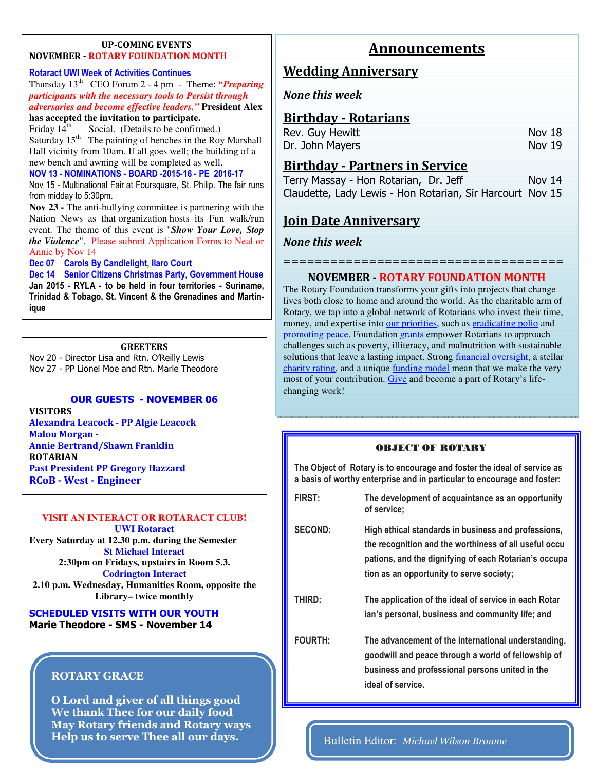**UP-COMING EVENTS**

**NOVEMBER - ROTARY FOUNDATION MONTH**

**Rotaract UWI Week of Activities Continues**

Thursday 13th CEO Forum 2 - 4 pm - Theme: ***"Preparing participants with the necessary tools to Persist through adversaries and become effective leaders."*** **President Alex has accepted the invitation to participate.**

Friday 14th Social. (Details to be confirmed.)

Saturday 15th The painting of benches in the Roy Marshall Hall vicinity from 10am. If all goes well; the building of a new bench and awning will be completed as well.

**NOV 13 - NOMINATIONS - BOARD -2015-16 - PE 2016-17**

Nov 15 - Multinational Fair at Foursquare, St. Philip. The fair runs from midday to 5:30pm.

**Nov 23 -** The anti-bullying committee is partnering with the Nation News as that organization hosts its Fun walk/run event. The theme of this event is "***Show Your Love, Stop the Violence***". Please submit Application Forms to Neal or Annie by Nov 14

**Dec 07 Carols By Candlelight, Ilaro Court**

**Dec 14 Senior Citizens Christmas Party, Government House**

**Jan 2015 - RYLA - to be held in four territories - Suriname, Trinidad & Tobago, St. Vincent & the Grenadines and Martinique**

**GREETERS**

Nov 20 - Director Lisa and Rtn. O'Reilly Lewis

Nov 27 - PP Lionel Moe and Rtn. Marie Theodore

**OUR GUESTS - NOVEMBER 06**

**VISITORS**

**Alexandra Leacock - PP Algie Leacock**

**Malou Morgan -**

**Annie Bertrand/Shawn Franklin**

**ROTARIAN**

**Past President PP Gregory Hazzard**

**RCoB - West - Engineer**

**VISIT AN INTERACT OR ROTARACT CLUB!**

**UWI Rotaract**

**Every Saturday at 12.30 p.m. during the Semester**

**St Michael Interact**

**2:30pm on Fridays, upstairs in Room 5.3.**

**Codrington Interact**

**2.10 p.m. Wednesday, Humanities Room, opposite the Library– twice monthly**

**SCHEDULED VISITS WITH OUR YOUTH**

**Marie Theodore - SMS - November 14**

**ROTARY GRACE**

**O Lord and giver of all things good**
**We thank Thee for our daily food**
**May Rotary friends and Rotary ways**
**Help us to serve Thee all our days.**

# Announcements

## Wedding Anniversary

***None this week***

## Birthday - Rotarians

| | |
|---|---|
| Rev. Guy Hewitt | Nov 18 |
| Dr. John Mayers | Nov 19 |

## Birthday - Partners in Service

| | |
|---|---|
| Terry Massay - Hon Rotarian, Dr. Jeff | Nov 14 |
| Claudette, Lady Lewis - Hon Rotarian, Sir Harcourt | Nov 15 |

## Join Date Anniversary

***None this week***

==================================

**NOVEMBER - ROTARY FOUNDATION MONTH**

The Rotary Foundation transforms your gifts into projects that change lives both close to home and around the world. As the charitable arm of Rotary, we tap into a global network of Rotarians who invest their time, money, and expertise into our priorities, such as eradicating polio and promoting peace. Foundation grants empower Rotarians to approach challenges such as poverty, illiteracy, and malnutrition with sustainable solutions that leave a lasting impact. Strong financial oversight, a stellar charity rating, and a unique funding model mean that we make the very most of your contribution. Give and become a part of Rotary's life-changing work!

**OBJECT OF ROTARY**

**The Object of Rotary is to encourage and foster the ideal of service as a basis of worthy enterprise and in particular to encourage and foster:**

**FIRST:** **The development of acquaintance as an opportunity of service;**

**SECOND:** **High ethical standards in business and professions, the recognition and the worthiness of all useful occupations, and the dignifying of each Rotarian's occupation as an opportunity to serve society;**

**THIRD:** **The application of the ideal of service in each Rotarian's personal, business and community life; and**

**FOURTH:** **The advancement of the international understanding, goodwill and peace through a world of fellowship of business and professional persons united in the ideal of service.**

Bulletin Editor: *Michael Wilson Browne*